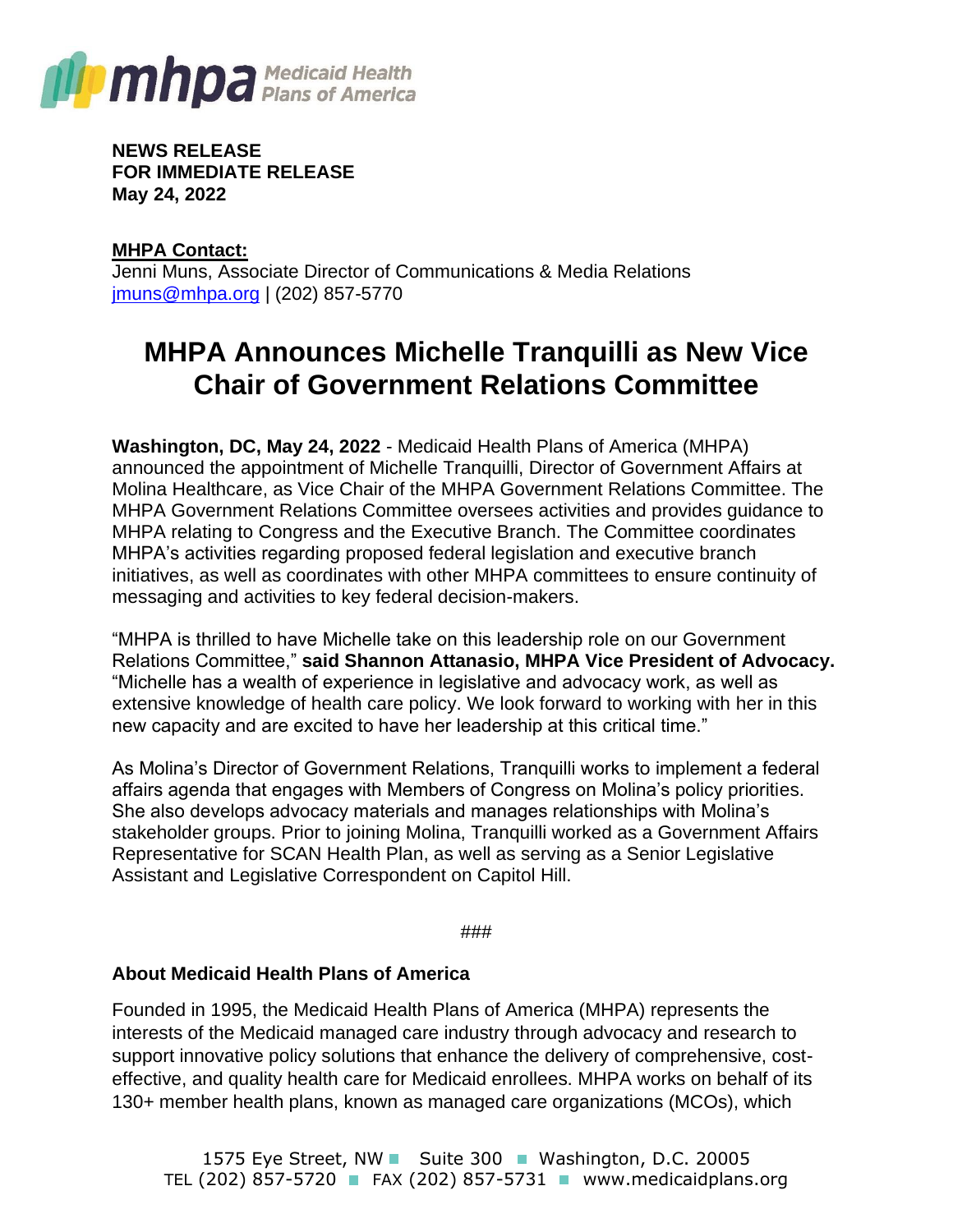mhpa Medicaid Health Plans of America

**NEWS RELEASE**
**FOR IMMEDIATE RELEASE**
**May 24, 2022**

**MHPA Contact:**
Jenni Muns, Associate Director of Communications & Media Relations
jmuns@mhpa.org | (202) 857-5770

# MHPA Announces Michelle Tranquilli as New Vice Chair of Government Relations Committee

**Washington, DC, May 24, 2022** - Medicaid Health Plans of America (MHPA) announced the appointment of Michelle Tranquilli, Director of Government Affairs at Molina Healthcare, as Vice Chair of the MHPA Government Relations Committee. The MHPA Government Relations Committee oversees activities and provides guidance to MHPA relating to Congress and the Executive Branch. The Committee coordinates MHPA's activities regarding proposed federal legislation and executive branch initiatives, as well as coordinates with other MHPA committees to ensure continuity of messaging and activities to key federal decision-makers.

"MHPA is thrilled to have Michelle take on this leadership role on our Government Relations Committee," **said Shannon Attanasio, MHPA Vice President of Advocacy.** "Michelle has a wealth of experience in legislative and advocacy work, as well as extensive knowledge of health care policy. We look forward to working with her in this new capacity and are excited to have her leadership at this critical time."

As Molina's Director of Government Relations, Tranquilli works to implement a federal affairs agenda that engages with Members of Congress on Molina's policy priorities. She also develops advocacy materials and manages relationships with Molina's stakeholder groups. Prior to joining Molina, Tranquilli worked as a Government Affairs Representative for SCAN Health Plan, as well as serving as a Senior Legislative Assistant and Legislative Correspondent on Capitol Hill.

###

**About Medicaid Health Plans of America**

Founded in 1995, the Medicaid Health Plans of America (MHPA) represents the interests of the Medicaid managed care industry through advocacy and research to support innovative policy solutions that enhance the delivery of comprehensive, cost-effective, and quality health care for Medicaid enrollees. MHPA works on behalf of its 130+ member health plans, known as managed care organizations (MCOs), which

1575 Eye Street, NW ■ Suite 300 ■ Washington, D.C. 20005
TEL (202) 857-5720 ■ FAX (202) 857-5731 ■ www.medicaidplans.org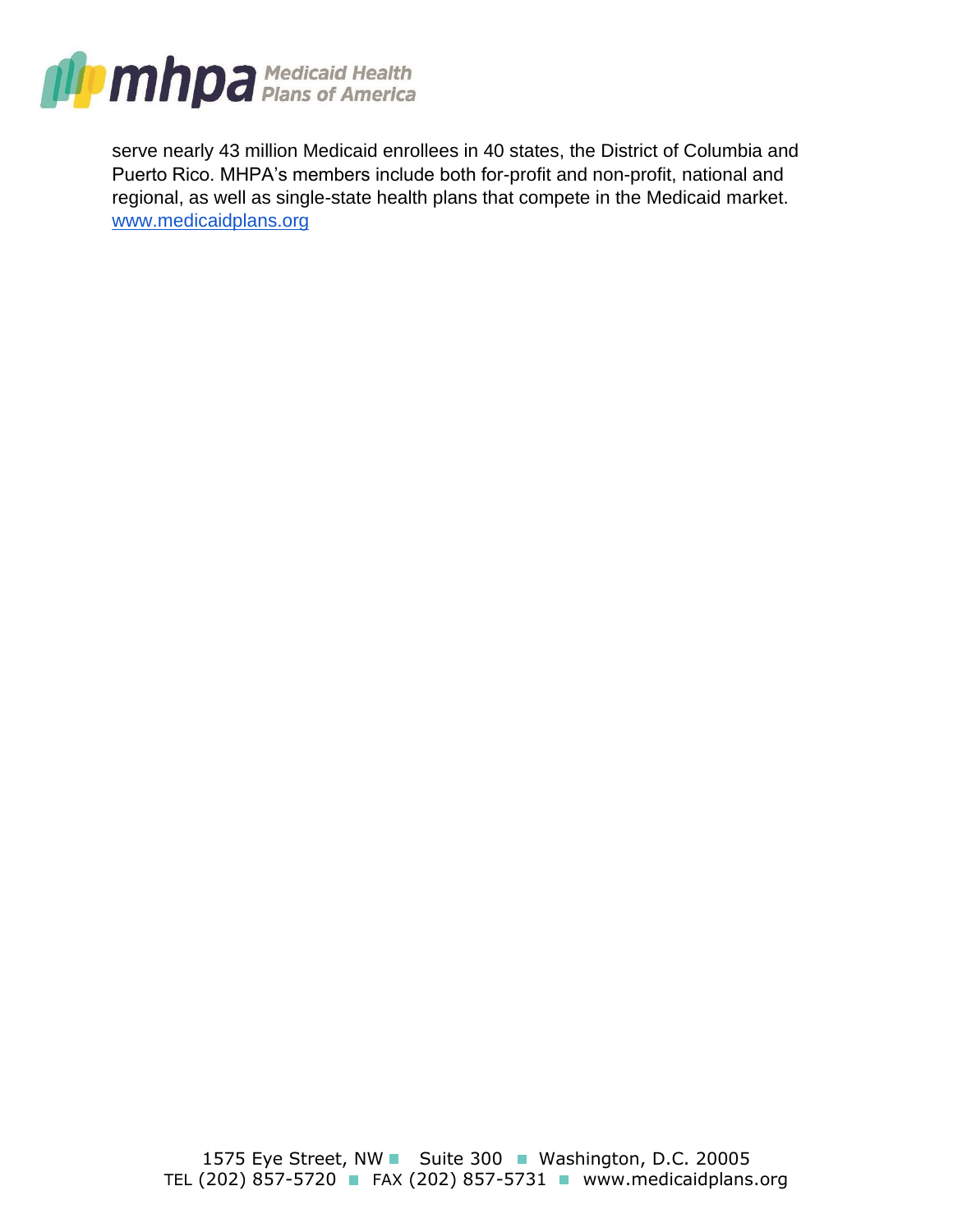serve nearly 43 million Medicaid enrollees in 40 states, the District of Columbia and Puerto Rico. MHPA's members include both for-profit and non-profit, national and regional, as well as single-state health plans that compete in the Medicaid market. [www.medicaidplans.org](http://www.medicaidplans.org)